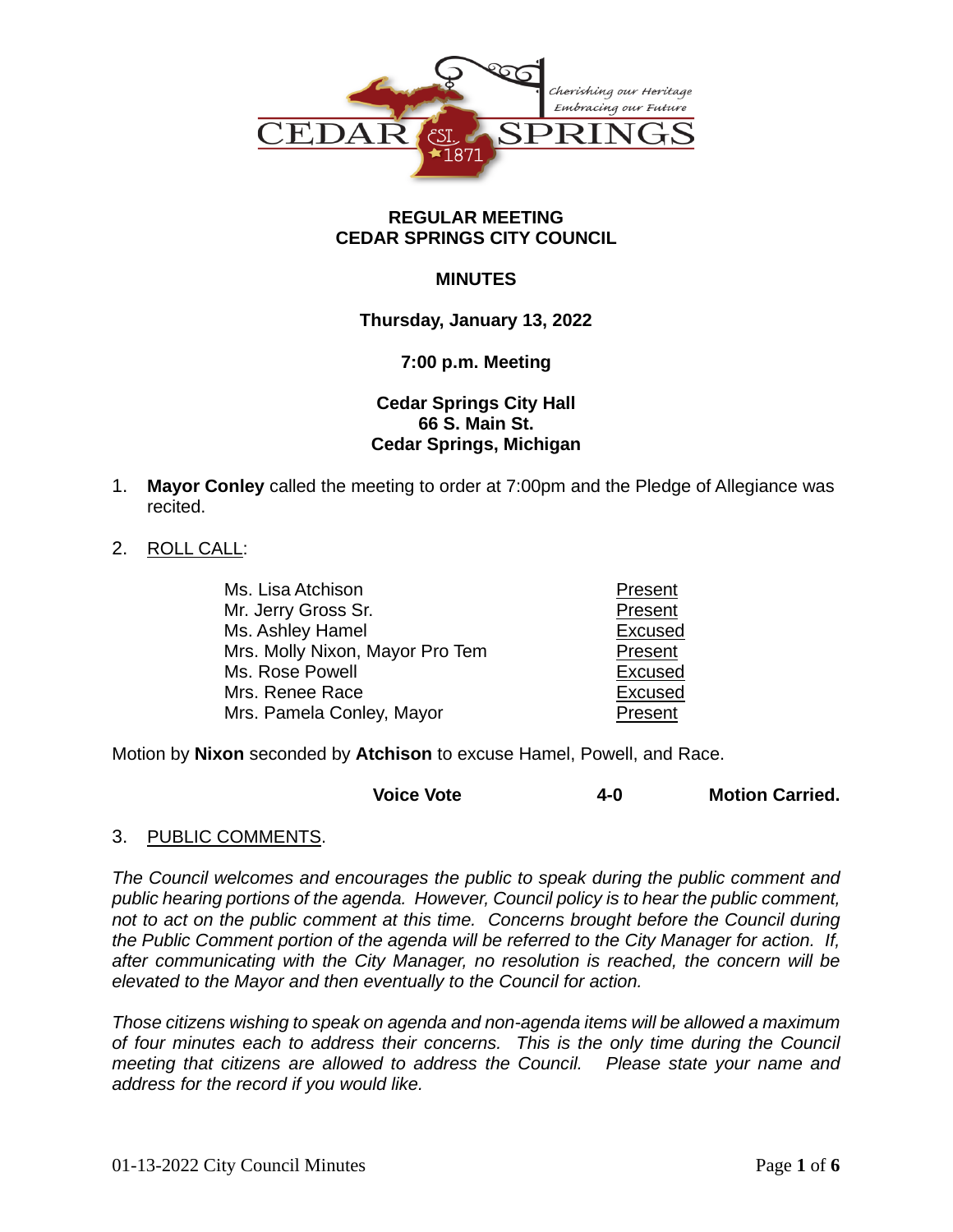**REGULAR MEETING**
**CEDAR SPRINGS CITY COUNCIL**

**MINUTES**

**Thursday, January 13, 2022**

**7:00 p.m. Meeting**

**Cedar Springs City Hall**
**66 S. Main St.**
**Cedar Springs, Michigan**

1. **Mayor Conley** called the meeting to order at 7:00pm and the Pledge of Allegiance was recited.

2. ROLL CALL:

| | |
|---|---|
| Ms. Lisa Atchison | Present |
| Mr. Jerry Gross Sr. | Present |
| Ms. Ashley Hamel | Excused |
| Mrs. Molly Nixon, Mayor Pro Tem | Present |
| Ms. Rose Powell | Excused |
| Mrs. Renee Race | Excused |
| Mrs. Pamela Conley, Mayor | Present |

Motion by **Nixon** seconded by **Atchison** to excuse Hamel, Powell, and Race.

**Voice Vote** **4-0** **Motion Carried.**

3. PUBLIC COMMENTS.

*The Council welcomes and encourages the public to speak during the public comment and public hearing portions of the agenda. However, Council policy is to hear the public comment, not to act on the public comment at this time. Concerns brought before the Council during the Public Comment portion of the agenda will be referred to the City Manager for action. If, after communicating with the City Manager, no resolution is reached, the concern will be elevated to the Mayor and then eventually to the Council for action.*

*Those citizens wishing to speak on agenda and non-agenda items will be allowed a maximum of four minutes each to address their concerns. This is the only time during the Council meeting that citizens are allowed to address the Council. Please state your name and address for the record if you would like.*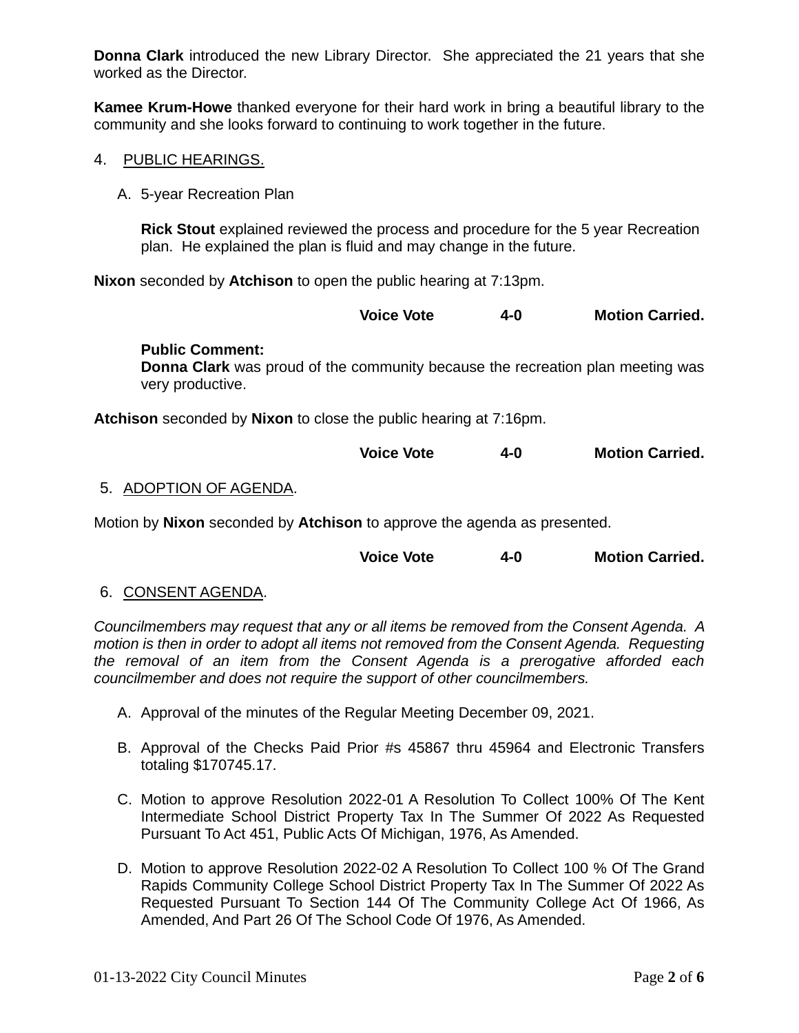**Donna Clark** introduced the new Library Director. She appreciated the 21 years that she worked as the Director.

**Kamee Krum-Howe** thanked everyone for their hard work in bring a beautiful library to the community and she looks forward to continuing to work together in the future.

4. PUBLIC HEARINGS.

   A. 5-year Recreation Plan

   **Rick Stout** explained reviewed the process and procedure for the 5 year Recreation plan. He explained the plan is fluid and may change in the future.

**Nixon** seconded by **Atchison** to open the public hearing at 7:13pm.

**Voice Vote 4-0 Motion Carried.**

**Public Comment:**
**Donna Clark** was proud of the community because the recreation plan meeting was very productive.

**Atchison** seconded by **Nixon** to close the public hearing at 7:16pm.

**Voice Vote 4-0 Motion Carried.**

5. ADOPTION OF AGENDA.

Motion by **Nixon** seconded by **Atchison** to approve the agenda as presented.

**Voice Vote 4-0 Motion Carried.**

6. CONSENT AGENDA.

*Councilmembers may request that any or all items be removed from the Consent Agenda. A motion is then in order to adopt all items not removed from the Consent Agenda. Requesting the removal of an item from the Consent Agenda is a prerogative afforded each councilmember and does not require the support of other councilmembers.*

A. Approval of the minutes of the Regular Meeting December 09, 2021.

B. Approval of the Checks Paid Prior #s 45867 thru 45964 and Electronic Transfers totaling $170745.17.

C. Motion to approve Resolution 2022-01 A Resolution To Collect 100% Of The Kent Intermediate School District Property Tax In The Summer Of 2022 As Requested Pursuant To Act 451, Public Acts Of Michigan, 1976, As Amended.

D. Motion to approve Resolution 2022-02 A Resolution To Collect 100 % Of The Grand Rapids Community College School District Property Tax In The Summer Of 2022 As Requested Pursuant To Section 144 Of The Community College Act Of 1966, As Amended, And Part 26 Of The School Code Of 1976, As Amended.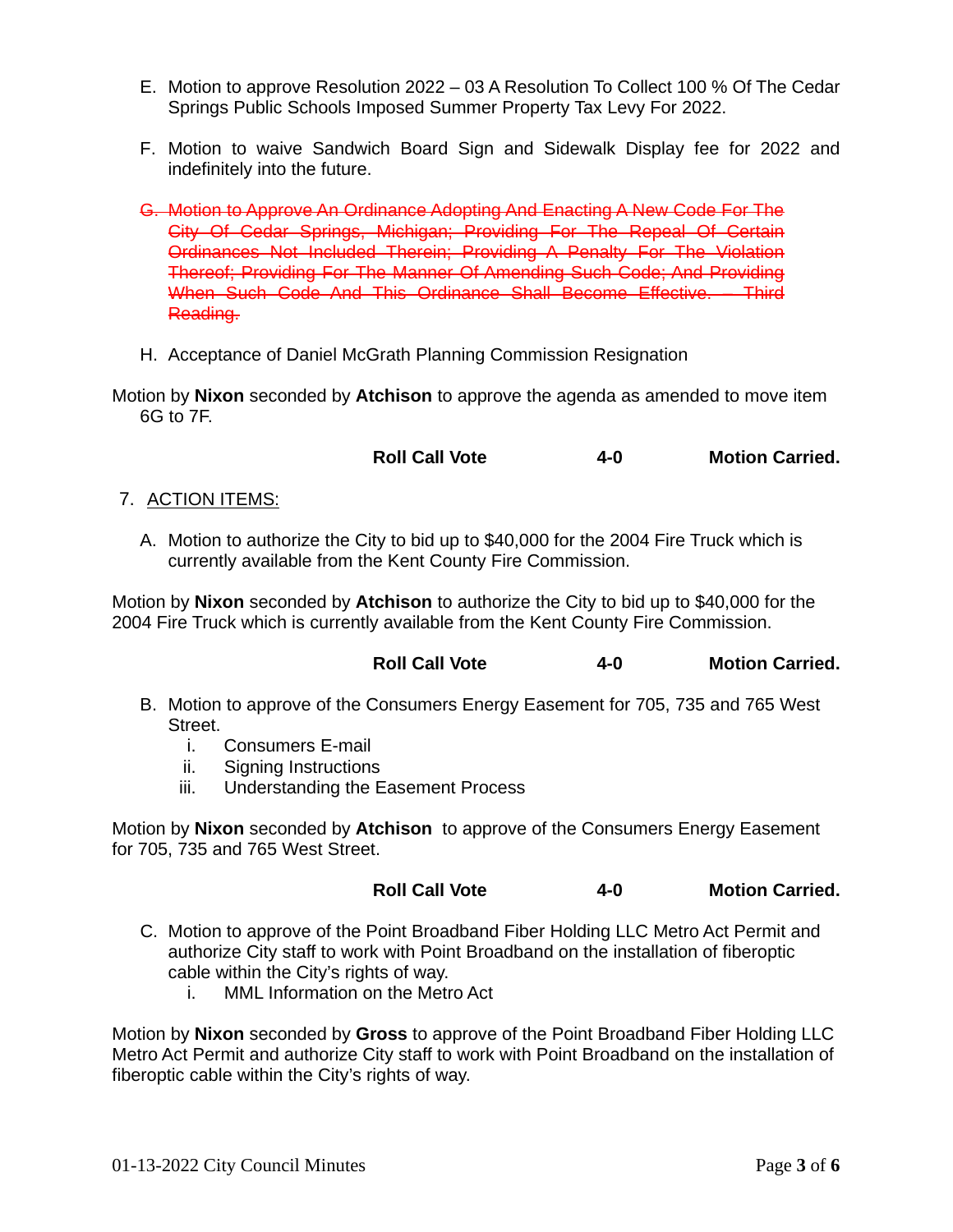E. Motion to approve Resolution 2022 – 03 A Resolution To Collect 100 % Of The Cedar Springs Public Schools Imposed Summer Property Tax Levy For 2022.

F. Motion to waive Sandwich Board Sign and Sidewalk Display fee for 2022 and indefinitely into the future.

~~G. Motion to Approve An Ordinance Adopting And Enacting A New Code For The City Of Cedar Springs, Michigan; Providing For The Repeal Of Certain Ordinances Not Included Therein; Providing A Penalty For The Violation Thereof; Providing For The Manner Of Amending Such Code; And Providing When Such Code And This Ordinance Shall Become Effective. – Third Reading.~~

H. Acceptance of Daniel McGrath Planning Commission Resignation

Motion by **Nixon** seconded by **Atchison** to approve the agenda as amended to move item 6G to 7F.

**Roll Call Vote 4-0 Motion Carried.**

7. ACTION ITEMS:

A. Motion to authorize the City to bid up to $40,000 for the 2004 Fire Truck which is currently available from the Kent County Fire Commission.

Motion by **Nixon** seconded by **Atchison** to authorize the City to bid up to $40,000 for the 2004 Fire Truck which is currently available from the Kent County Fire Commission.

**Roll Call Vote 4-0 Motion Carried.**

B. Motion to approve of the Consumers Energy Easement for 705, 735 and 765 West Street.
   i. Consumers E-mail
   ii. Signing Instructions
   iii. Understanding the Easement Process

Motion by **Nixon** seconded by **Atchison** to approve of the Consumers Energy Easement for 705, 735 and 765 West Street.

**Roll Call Vote 4-0 Motion Carried.**

C. Motion to approve of the Point Broadband Fiber Holding LLC Metro Act Permit and authorize City staff to work with Point Broadband on the installation of fiberoptic cable within the City's rights of way.
   i. MML Information on the Metro Act

Motion by **Nixon** seconded by **Gross** to approve of the Point Broadband Fiber Holding LLC Metro Act Permit and authorize City staff to work with Point Broadband on the installation of fiberoptic cable within the City's rights of way.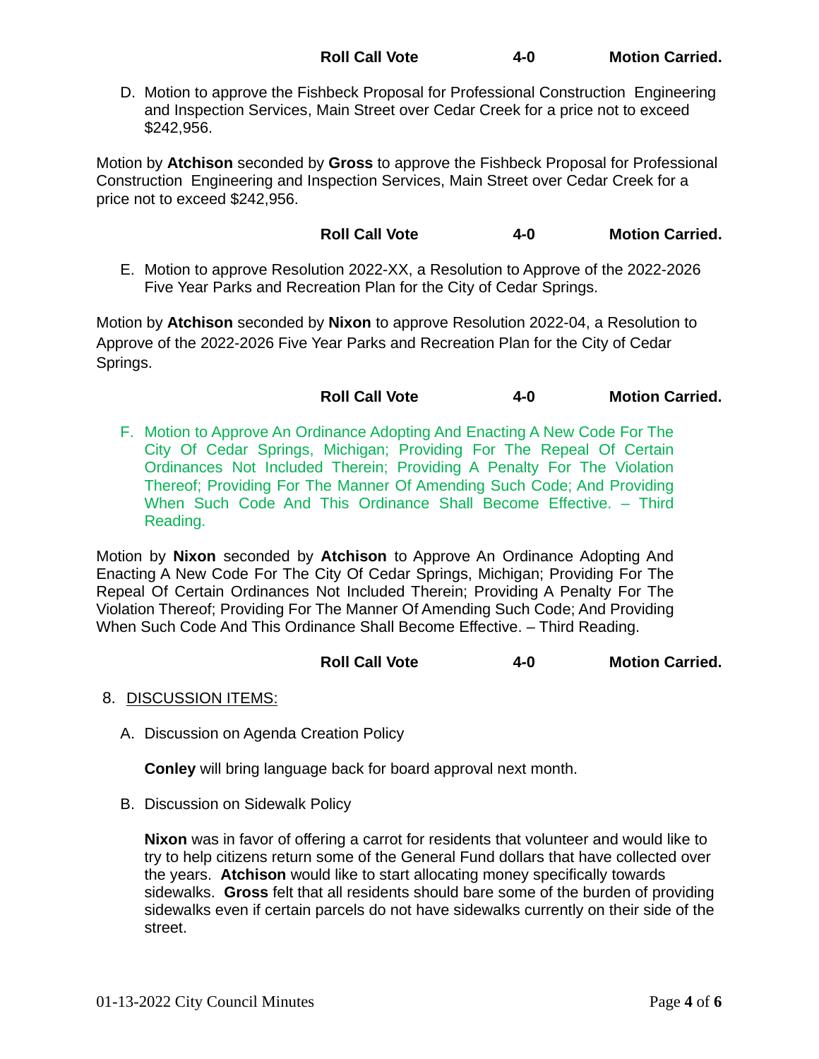**Roll Call Vote 4-0 Motion Carried.**

D. Motion to approve the Fishbeck Proposal for Professional Construction Engineering and Inspection Services, Main Street over Cedar Creek for a price not to exceed $242,956.

Motion by **Atchison** seconded by **Gross** to approve the Fishbeck Proposal for Professional Construction Engineering and Inspection Services, Main Street over Cedar Creek for a price not to exceed $242,956.

**Roll Call Vote 4-0 Motion Carried.**

E. Motion to approve Resolution 2022-XX, a Resolution to Approve of the 2022-2026 Five Year Parks and Recreation Plan for the City of Cedar Springs.

Motion by **Atchison** seconded by **Nixon** to approve Resolution 2022-04, a Resolution to Approve of the 2022-2026 Five Year Parks and Recreation Plan for the City of Cedar Springs.

**Roll Call Vote 4-0 Motion Carried.**

F. Motion to Approve An Ordinance Adopting And Enacting A New Code For The City Of Cedar Springs, Michigan; Providing For The Repeal Of Certain Ordinances Not Included Therein; Providing A Penalty For The Violation Thereof; Providing For The Manner Of Amending Such Code; And Providing When Such Code And This Ordinance Shall Become Effective. – Third Reading.

Motion by **Nixon** seconded by **Atchison** to Approve An Ordinance Adopting And Enacting A New Code For The City Of Cedar Springs, Michigan; Providing For The Repeal Of Certain Ordinances Not Included Therein; Providing A Penalty For The Violation Thereof; Providing For The Manner Of Amending Such Code; And Providing When Such Code And This Ordinance Shall Become Effective. – Third Reading.

**Roll Call Vote 4-0 Motion Carried.**

8. DISCUSSION ITEMS:

A. Discussion on Agenda Creation Policy

**Conley** will bring language back for board approval next month.

B. Discussion on Sidewalk Policy

**Nixon** was in favor of offering a carrot for residents that volunteer and would like to try to help citizens return some of the General Fund dollars that have collected over the years. **Atchison** would like to start allocating money specifically towards sidewalks. **Gross** felt that all residents should bare some of the burden of providing sidewalks even if certain parcels do not have sidewalks currently on their side of the street.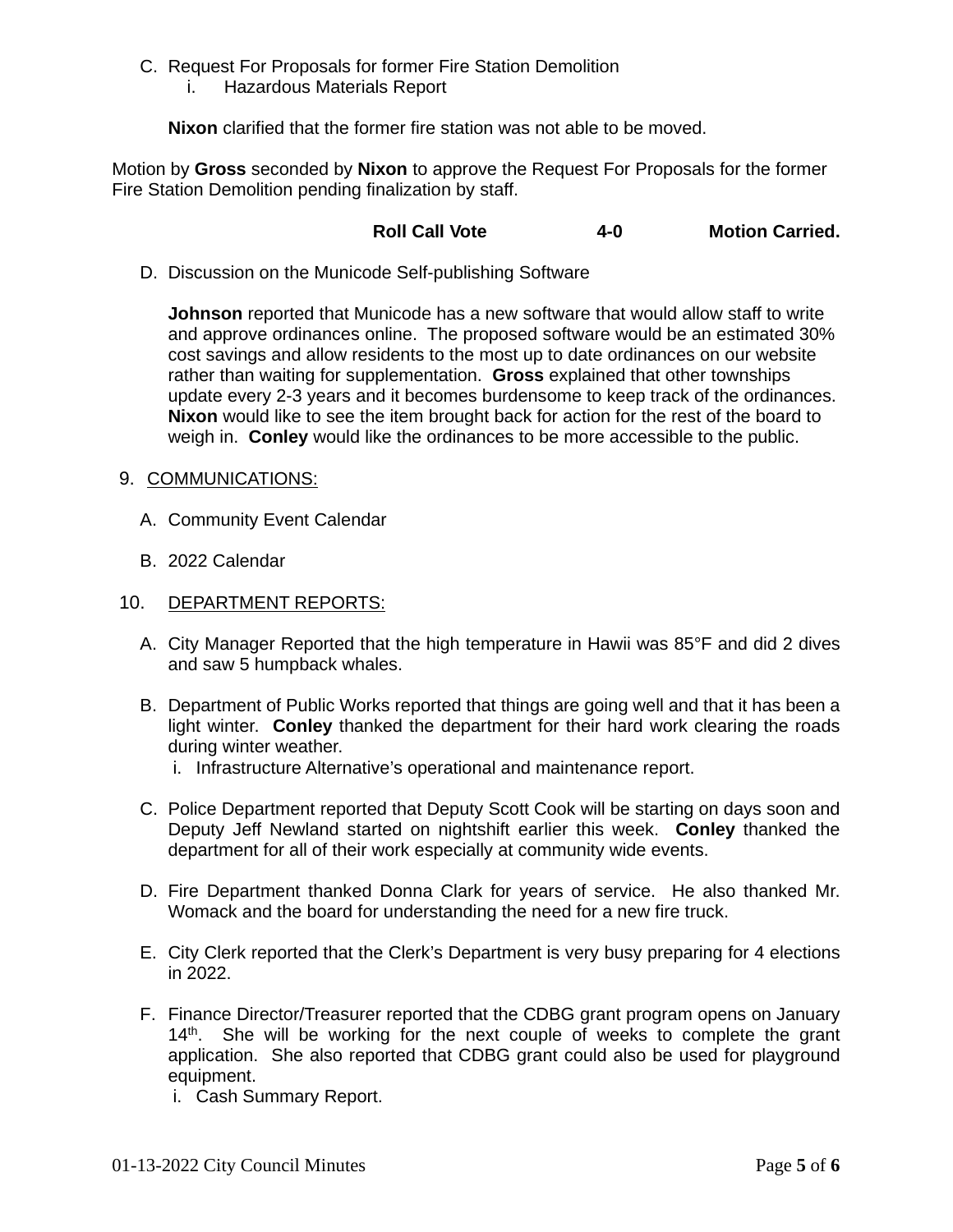C. Request For Proposals for former Fire Station Demolition
   i. Hazardous Materials Report

   **Nixon** clarified that the former fire station was not able to be moved.

Motion by **Gross** seconded by **Nixon** to approve the Request For Proposals for the former Fire Station Demolition pending finalization by staff.

**Roll Call Vote 4-0 Motion Carried.**

D. Discussion on the Municode Self-publishing Software

   **Johnson** reported that Municode has a new software that would allow staff to write and approve ordinances online. The proposed software would be an estimated 30% cost savings and allow residents to the most up to date ordinances on our website rather than waiting for supplementation. **Gross** explained that other townships update every 2-3 years and it becomes burdensome to keep track of the ordinances. **Nixon** would like to see the item brought back for action for the rest of the board to weigh in. **Conley** would like the ordinances to be more accessible to the public.

9. COMMUNICATIONS:

   A. Community Event Calendar

   B. 2022 Calendar

10. DEPARTMENT REPORTS:

   A. City Manager Reported that the high temperature in Hawii was 85°F and did 2 dives and saw 5 humpback whales.

   B. Department of Public Works reported that things are going well and that it has been a light winter. **Conley** thanked the department for their hard work clearing the roads during winter weather.
      i. Infrastructure Alternative's operational and maintenance report.

   C. Police Department reported that Deputy Scott Cook will be starting on days soon and Deputy Jeff Newland started on nightshift earlier this week. **Conley** thanked the department for all of their work especially at community wide events.

   D. Fire Department thanked Donna Clark for years of service. He also thanked Mr. Womack and the board for understanding the need for a new fire truck.

   E. City Clerk reported that the Clerk's Department is very busy preparing for 4 elections in 2022.

   F. Finance Director/Treasurer reported that the CDBG grant program opens on January 14th. She will be working for the next couple of weeks to complete the grant application. She also reported that CDBG grant could also be used for playground equipment.
      i. Cash Summary Report.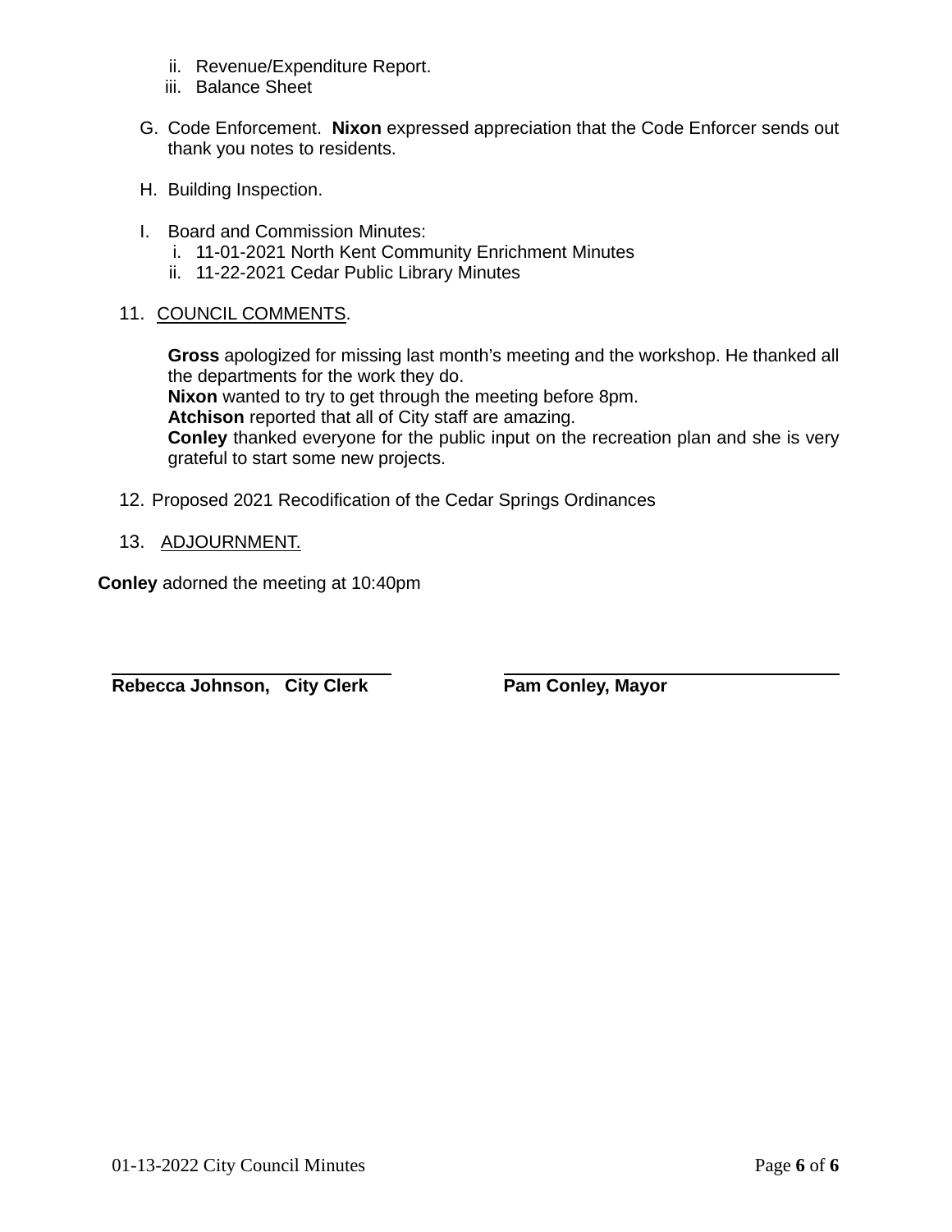ii. Revenue/Expenditure Report.
   iii. Balance Sheet

G. Code Enforcement. **Nixon** expressed appreciation that the Code Enforcer sends out thank you notes to residents.

H. Building Inspection.

I. Board and Commission Minutes:
   i. 11-01-2021 North Kent Community Enrichment Minutes
   ii. 11-22-2021 Cedar Public Library Minutes

11. COUNCIL COMMENTS.

    **Gross** apologized for missing last month's meeting and the workshop. He thanked all the departments for the work they do.
    **Nixon** wanted to try to get through the meeting before 8pm.
    **Atchison** reported that all of City staff are amazing.
    **Conley** thanked everyone for the public input on the recreation plan and she is very grateful to start some new projects.

12. Proposed 2021 Recodification of the Cedar Springs Ordinances

13. ADJOURNMENT.

**Conley** adorned the meeting at 10:40pm

| | |
|---|---|
| **Rebecca Johnson, City Clerk** | **Pam Conley, Mayor** |